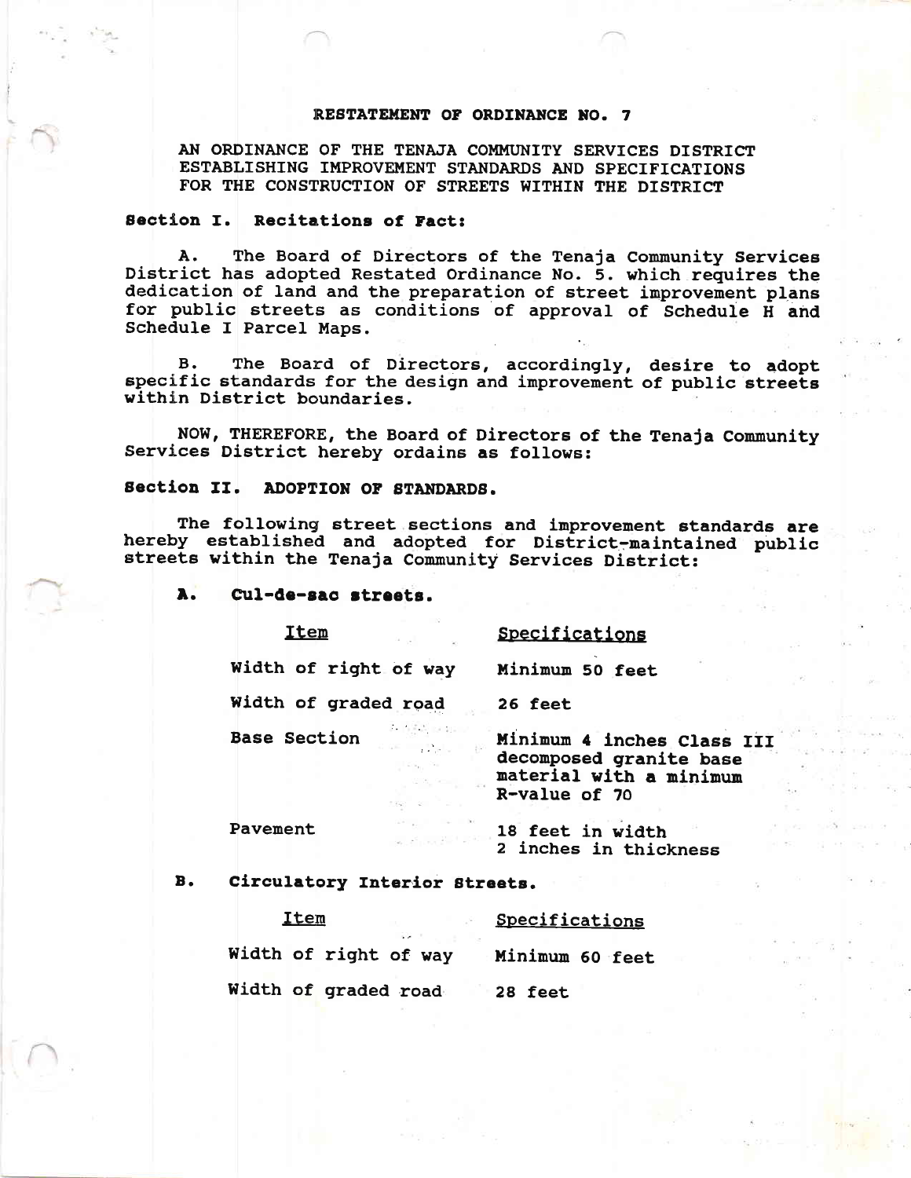# RESTATEMENT OF ORDINANCE NO. 7

AN ORDINANCE OF THE TENAJA COMMUNITY SERVICES DISTRICT ESTABLISHING IMPROVEMENT STANDARDS AND SPECIFICATIONS FOR THE CONSTRUCTION OF STREETS WITHIN THE DISTRICT

## Section I. Recitations of Fact:

A. The Board of Directors of the Tenaja Community Services District has adopted Restated Ordinance No. 5. which requires the dedication of land and the preparation of street improvement plans for public streets as conditions of approval of Schedule H and Schedule I Parcel Maps.

B. The Board of Directors, accordingly, desire to adopt specific standards for the design and improvement of public streets within District boundaries.

NOW, THEREFORE, the Board of Directors of the Tenaja Community Services District hereby ordains as follows:

## Section II. ADOPTION OF STANDARDS.

The following street sections and improvement standards are hereby established and adopted for District-maintained public streets within the Tenaja Community Services District:

### A. Cul-de-sac streets.

| Item | Specifications |
|---|---|
| Width of right of way | Minimum 50 feet |
| Width of graded road | 26 feet |
| Base Section | Minimum 4 inches Class III decomposed granite base material with a minimum R-value of 70 |
| Pavement | 18 feet in width<br>2 inches in thickness |

### B. Circulatory Interior Streets.

| Item | Specifications |
|---|---|
| Width of right of way | Minimum 60 feet |
| Width of graded road | 28 feet |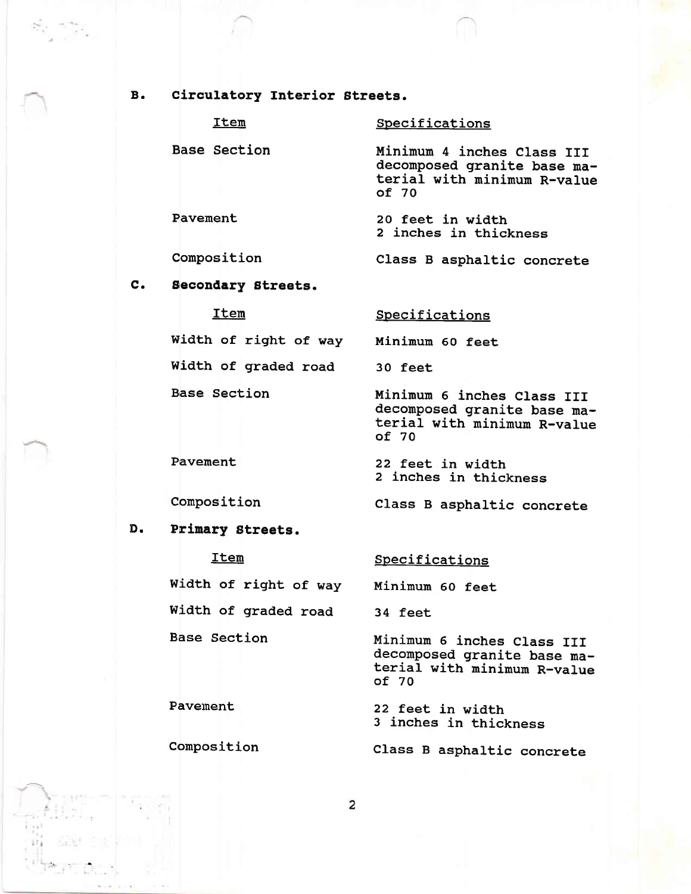**B. Circulatory Interior Streets.**

| Item | Specifications |
|---|---|
| Base Section | Minimum 4 inches Class III decomposed granite base material with minimum R-value of 70 |
| Pavement | 20 feet in width<br>2 inches in thickness |
| Composition | Class B asphaltic concrete |

**C. Secondary Streets.**

| Item | Specifications |
|---|---|
| Width of right of way | Minimum 60 feet |
| Width of graded road | 30 feet |
| Base Section | Minimum 6 inches Class III decomposed granite base material with minimum R-value of 70 |
| Pavement | 22 feet in width<br>2 inches in thickness |
| Composition | Class B asphaltic concrete |

**D. Primary Streets.**

| Item | Specifications |
|---|---|
| Width of right of way | Minimum 60 feet |
| Width of graded road | 34 feet |
| Base Section | Minimum 6 inches Class III decomposed granite base material with minimum R-value of 70 |
| Pavement | 22 feet in width<br>3 inches in thickness |
| Composition | Class B asphaltic concrete |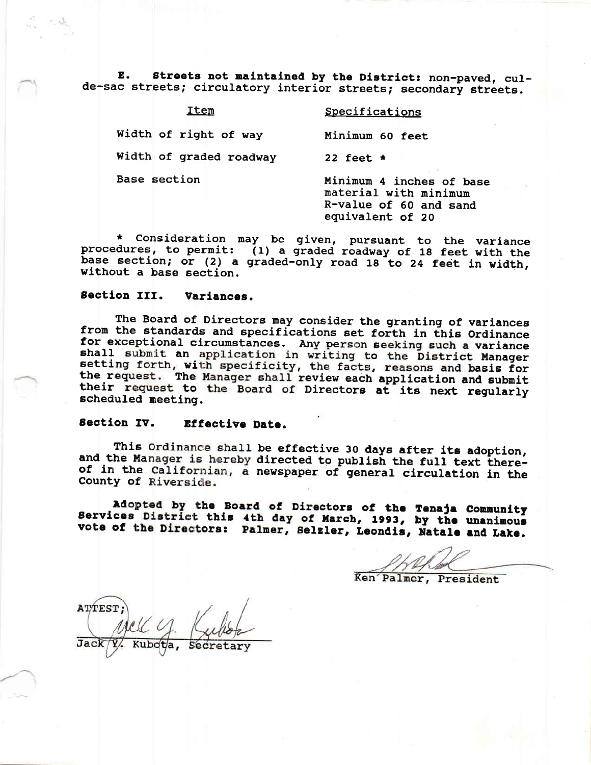**E. Streets not maintained by the District:** non-paved, cul-de-sac streets; circulatory interior streets; secondary streets.

| Item | Specifications |
| --- | --- |
| Width of right of way | Minimum 60 feet |
| Width of graded roadway | 22 feet * |
| Base section | Minimum 4 inches of base material with minimum R-value of 60 and sand equivalent of 20 |

* Consideration may be given, pursuant to the variance procedures, to permit: (1) a graded roadway of 18 feet with the base section; or (2) a graded-only road 18 to 24 feet in width, without a base section.

**Section III. Variances.**

The Board of Directors may consider the granting of variances from the standards and specifications set forth in this Ordinance for exceptional circumstances. Any person seeking such a variance shall submit an application in writing to the District Manager setting forth, with specificity, the facts, reasons and basis for the request. The Manager shall review each application and submit their request to the Board of Directors at its next regularly scheduled meeting.

**Section IV. Effective Date.**

This Ordinance shall be effective 30 days after its adoption, and the Manager is hereby directed to publish the full text thereof in the Californian, a newspaper of general circulation in the County of Riverside.

**Adopted by the Board of Directors of the Tenaja Community Services District this 4th day of March, 1993, by the unanimous vote of the Directors: Palmer, Selzler, Leondis, Natale and Lake.**

Ken Palmer, President

ATTEST;

Jack Y. Kubota, Secretary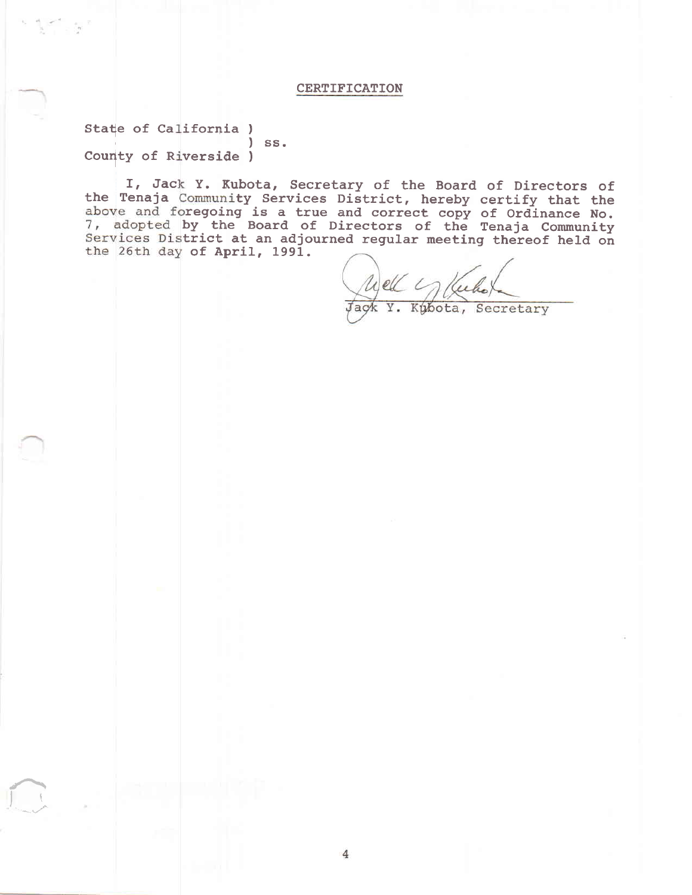## CERTIFICATION

State of California )
                    ) ss.
County of Riverside )

I, Jack Y. Kubota, Secretary of the Board of Directors of the Tenaja Community Services District, hereby certify that the above and foregoing is a true and correct copy of Ordinance No. 7, adopted by the Board of Directors of the Tenaja Community Services District at an adjourned regular meeting thereof held on the 26th day of April, 1991.

Jack Y. Kubota, Secretary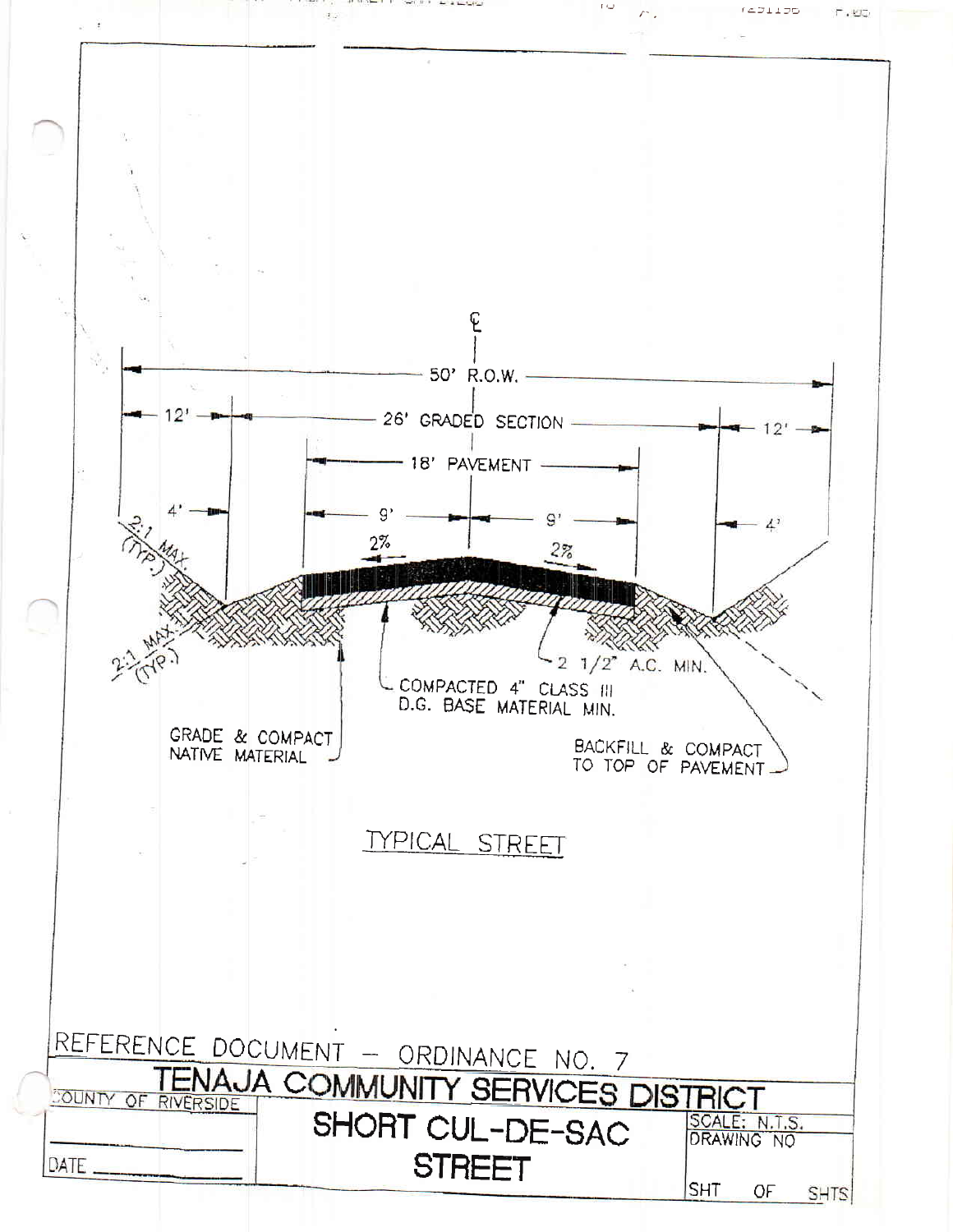℄

50' R.O.W.

12' — 26' GRADED SECTION — 12'

18' PAVEMENT

4' — 9' — 9' — 4'

2% 2%

2:1 MAX. (TYP.)

2:1 MAX. (TYP.)

2 1/2" A.C. MIN.

COMPACTED 4" CLASS III D.G. BASE MATERIAL MIN.

GRADE & COMPACT NATIVE MATERIAL

BACKFILL & COMPACT TO TOP OF PAVEMENT

TYPICAL STREET

REFERENCE DOCUMENT – ORDINANCE NO. 7

| TENAJA COMMUNITY SERVICES DISTRICT | | |
|---|---|---|
| COUNTY OF RIVERSIDE | SHORT CUL-DE-SAC STREET | SCALE: N.T.S. |
| | | DRAWING NO |
| DATE ________ | | SHT OF SHTS |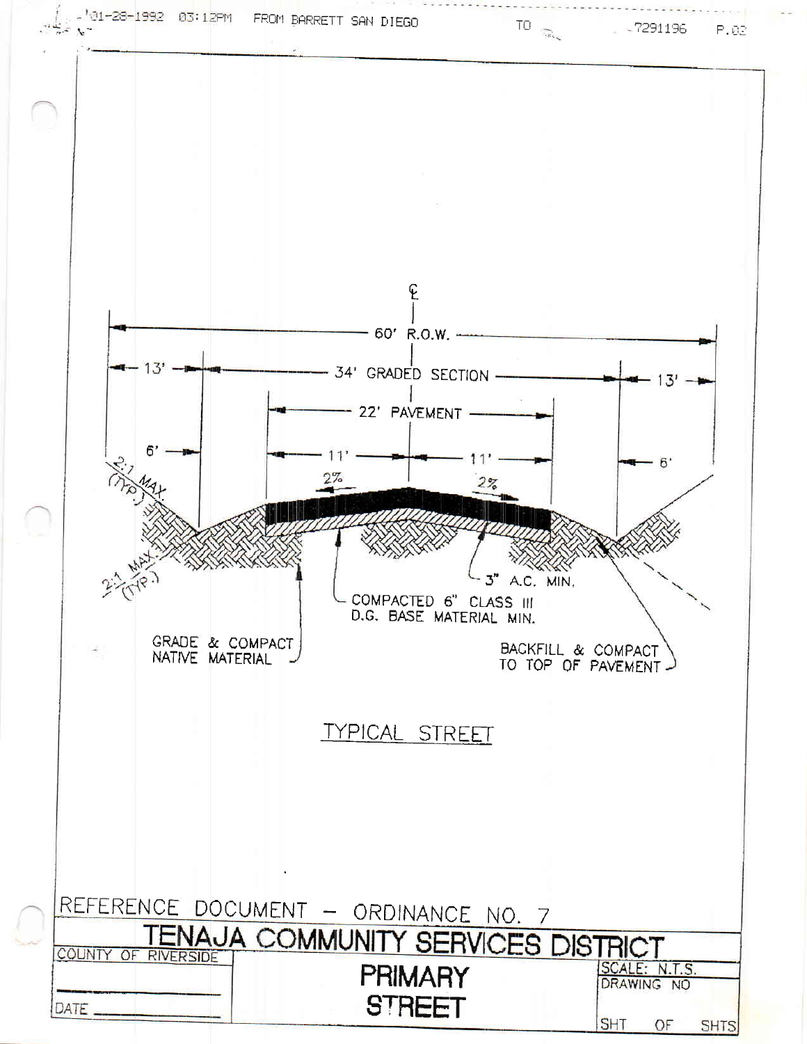℄

60' R.O.W.

13' — 34' GRADED SECTION — 13'

22' PAVEMENT

6' — 11' — 11' — 6'

2:1 MAX (TYP.)

2% 2%

2:1 MAX (TYP.)

3" A.C. MIN.

COMPACTED 6" CLASS III D.G. BASE MATERIAL MIN.

GRADE & COMPACT NATIVE MATERIAL

BACKFILL & COMPACT TO TOP OF PAVEMENT

TYPICAL STREET

REFERENCE DOCUMENT – ORDINANCE NO. 7

| TENAJA COMMUNITY SERVICES DISTRICT | | |
|---|---|---|
| COUNTY OF RIVERSIDE | **PRIMARY STREET** | SCALE: N.T.S. |
| | | DRAWING NO |
| DATE | | SHT OF SHTS |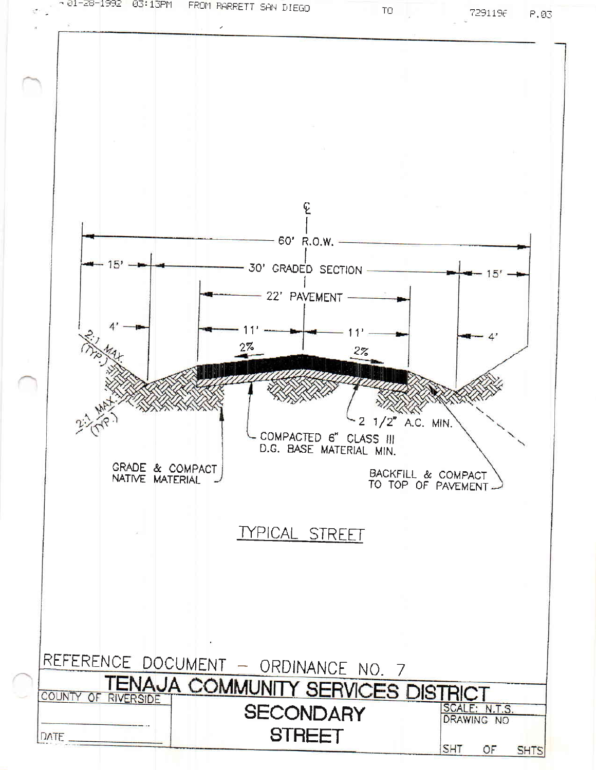℄

60' R.O.W.

15' | 30' GRADED SECTION | 15'

22' PAVEMENT

4' | 11' | 11' | 4'

2% | 2%

2:1 MAX. (TYP.)

2:1 MAX. (TYP.)

2 1/2" A.C. MIN.

COMPACTED 6" CLASS III D.G. BASE MATERIAL MIN.

GRADE & COMPACT NATIVE MATERIAL

BACKFILL & COMPACT TO TOP OF PAVEMENT

TYPICAL STREET

REFERENCE DOCUMENT – ORDINANCE NO. 7

# TENAJA COMMUNITY SERVICES DISTRICT

| COUNTY OF RIVERSIDE | SECONDARY STREET | SCALE: N.T.S. |
| --- | --- | --- |
| | | DRAWING NO |
| DATE ______ | | SHT OF SHTS |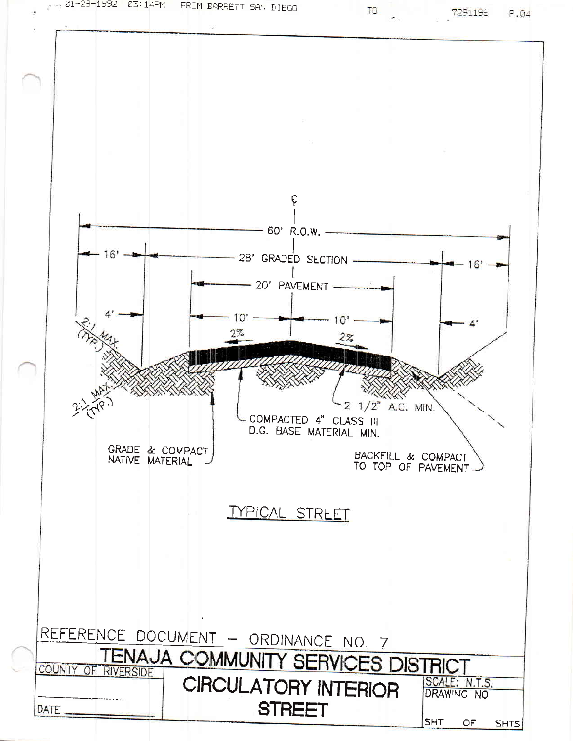℄

60' R.O.W.

16'

28' GRADED SECTION

16'

20' PAVEMENT

4'

10'

10'

4'

2%

2%

2:1 MAX (TYP.)

2:1 MAX (TYP.)

2 1/2" A.C. MIN.

COMPACTED 4" CLASS III D.G. BASE MATERIAL MIN.

GRADE & COMPACT NATIVE MATERIAL

BACKFILL & COMPACT TO TOP OF PAVEMENT

TYPICAL STREET

REFERENCE DOCUMENT – ORDINANCE NO. 7

# TENAJA COMMUNITY SERVICES DISTRICT

COUNTY OF RIVERSIDE

DATE

## CIRCULATORY INTERIOR STREET

SCALE: N.T.S.

DRAWING NO

SHT OF SHTS